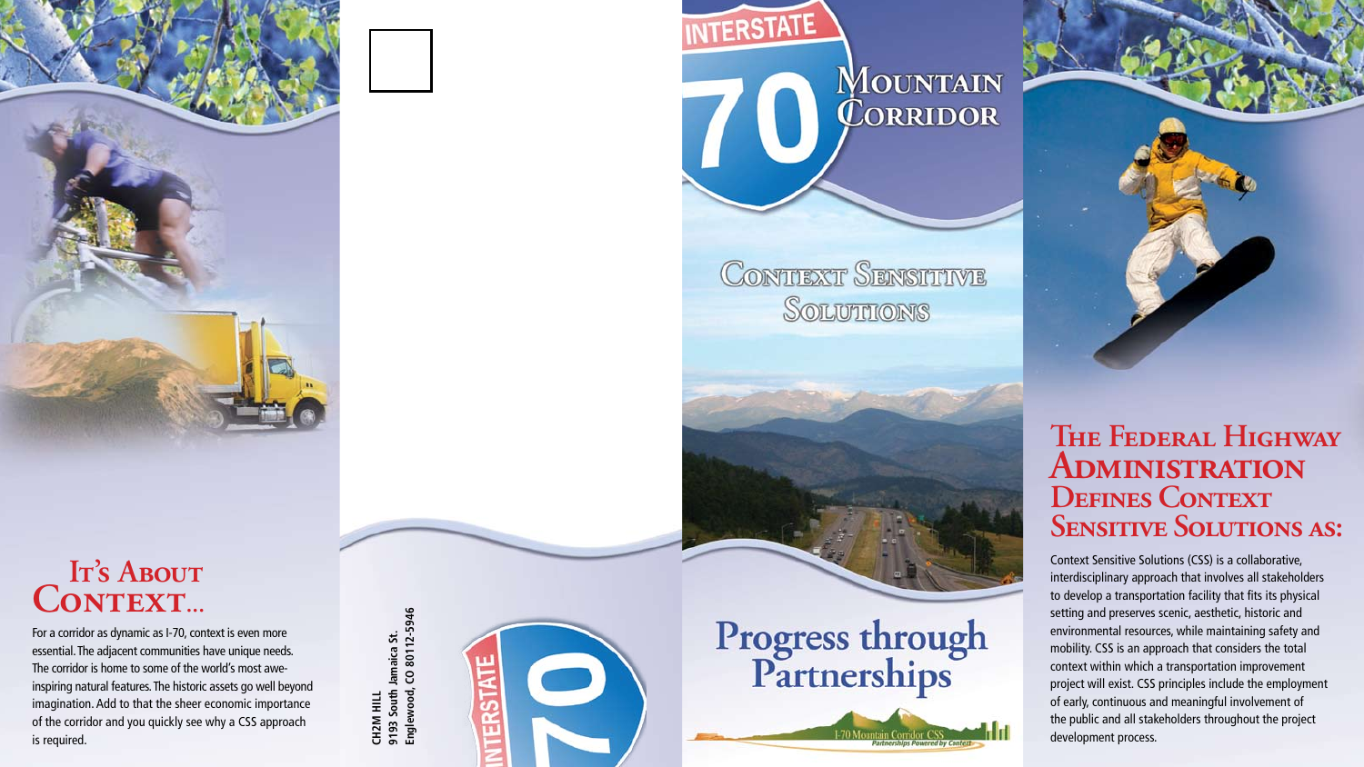## It's About Context...

For a corridor as dynamic as I-70, context is even more essential. The adjacent communities have unique needs. The corridor is home to some of the world's most awe-inspiring natural features. The historic assets go well beyond imagination. Add to that the sheer economic importance of the corridor and you quickly see why a CSS approach is required.

CH2M HILL
9193 South Jamaica St.
Englewood, CO 80112-5946

INTERSTATE 70

# Mountain Corridor

## Context Sensitive Solutions

## Progress through Partnerships

I-70 Mountain Corridor CSS
*Partnerships Powered by Context*

## The Federal Highway Administration Defines Context Sensitive Solutions as:

Context Sensitive Solutions (CSS) is a collaborative, interdisciplinary approach that involves all stakeholders to develop a transportation facility that fits its physical setting and preserves scenic, aesthetic, historic and environmental resources, while maintaining safety and mobility. CSS is an approach that considers the total context within which a transportation improvement project will exist. CSS principles include the employment of early, continuous and meaningful involvement of the public and all stakeholders throughout the project development process.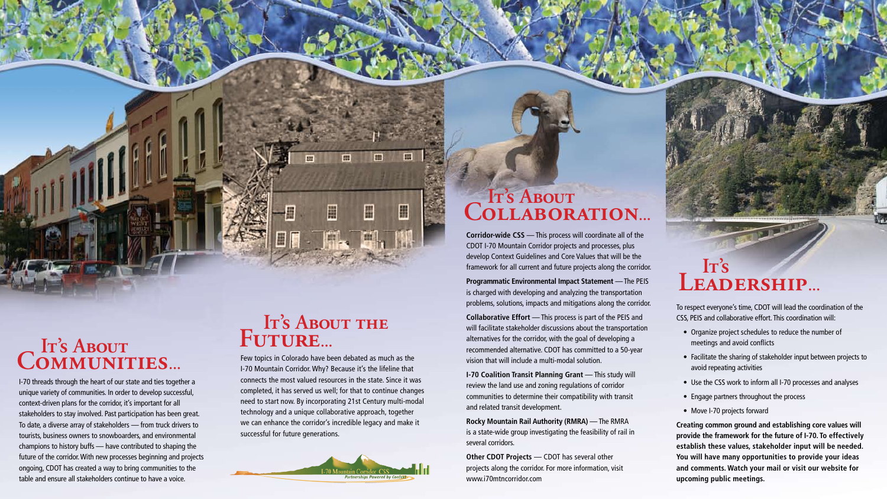## It's About Communities...

I-70 threads through the heart of our state and ties together a unique variety of communities. In order to develop successful, context-driven plans for the corridor, it's important for all stakeholders to stay involved. Past participation has been great. To date, a diverse array of stakeholders — from truck drivers to tourists, business owners to snowboarders, and environmental champions to history buffs — have contributed to shaping the future of the corridor. With new processes beginning and projects ongoing, CDOT has created a way to bring communities to the table and ensure all stakeholders continue to have a voice.

## It's About the Future...

Few topics in Colorado have been debated as much as the I-70 Mountain Corridor. Why? Because it's the lifeline that connects the most valued resources in the state. Since it was completed, it has served us well; for that to continue changes need to start now. By incorporating 21st Century multi-modal technology and a unique collaborative approach, together we can enhance the corridor's incredible legacy and make it successful for future generations.

I-70 Mountain Corridor CSS
*Partnerships Powered by Context*

## It's About Collaboration...

**Corridor-wide CSS** — This process will coordinate all of the CDOT I-70 Mountain Corridor projects and processes, plus develop Context Guidelines and Core Values that will be the framework for all current and future projects along the corridor.

**Programmatic Environmental Impact Statement** — The PEIS is charged with developing and analyzing the transportation problems, solutions, impacts and mitigations along the corridor.

**Collaborative Effort** — This process is part of the PEIS and will facilitate stakeholder discussions about the transportation alternatives for the corridor, with the goal of developing a recommended alternative. CDOT has committed to a 50-year vision that will include a multi-modal solution.

**I-70 Coalition Transit Planning Grant** — This study will review the land use and zoning regulations of corridor communities to determine their compatibility with transit and related transit development.

**Rocky Mountain Rail Authority (RMRA)** — The RMRA is a state-wide group investigating the feasibility of rail in several corridors.

**Other CDOT Projects** — CDOT has several other projects along the corridor. For more information, visit www.i70mtncorridor.com

## It's Leadership...

To respect everyone's time, CDOT will lead the coordination of the CSS, PEIS and collaborative effort. This coordination will:

- Organize project schedules to reduce the number of meetings and avoid conflicts
- Facilitate the sharing of stakeholder input between projects to avoid repeating activities
- Use the CSS work to inform all I-70 processes and analyses
- Engage partners throughout the process
- Move I-70 projects forward

**Creating common ground and establishing core values will provide the framework for the future of I-70. To effectively establish these values, stakeholder input will be needed. You will have many opportunities to provide your ideas and comments. Watch your mail or visit our website for upcoming public meetings.**